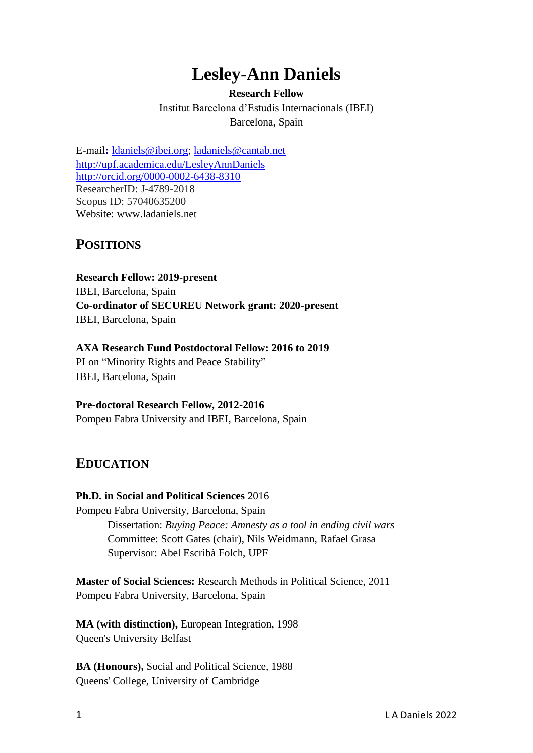# Lesley-Ann Daniels

**Research Fellow**

Institut Barcelona d'Estudis Internacionals (IBEI)

Barcelona, Spain

E-mail**:** ldaniels@ibei.org; ladaniels@cantab.net
http://upf.academica.edu/LesleyAnnDaniels
http://orcid.org/0000-0002-6438-8310
ResearcherID: J-4789-2018
Scopus ID: 57040635200
Website: www.ladaniels.net

## POSITIONS

**Research Fellow: 2019-present**
IBEI, Barcelona, Spain
**Co-ordinator of SECUREU Network grant: 2020-present**
IBEI, Barcelona, Spain

**AXA Research Fund Postdoctoral Fellow: 2016 to 2019**
PI on "Minority Rights and Peace Stability"
IBEI, Barcelona, Spain

**Pre-doctoral Research Fellow, 2012-2016**
Pompeu Fabra University and IBEI, Barcelona, Spain

## EDUCATION

**Ph.D. in Social and Political Sciences** 2016
Pompeu Fabra University, Barcelona, Spain

> Dissertation: *Buying Peace: Amnesty as a tool in ending civil wars*
> Committee: Scott Gates (chair), Nils Weidmann, Rafael Grasa
> Supervisor: Abel Escribà Folch, UPF

**Master of Social Sciences:** Research Methods in Political Science, 2011
Pompeu Fabra University, Barcelona, Spain

**MA (with distinction),** European Integration, 1998
Queen's University Belfast

**BA (Honours),** Social and Political Science, 1988
Queens' College, University of Cambridge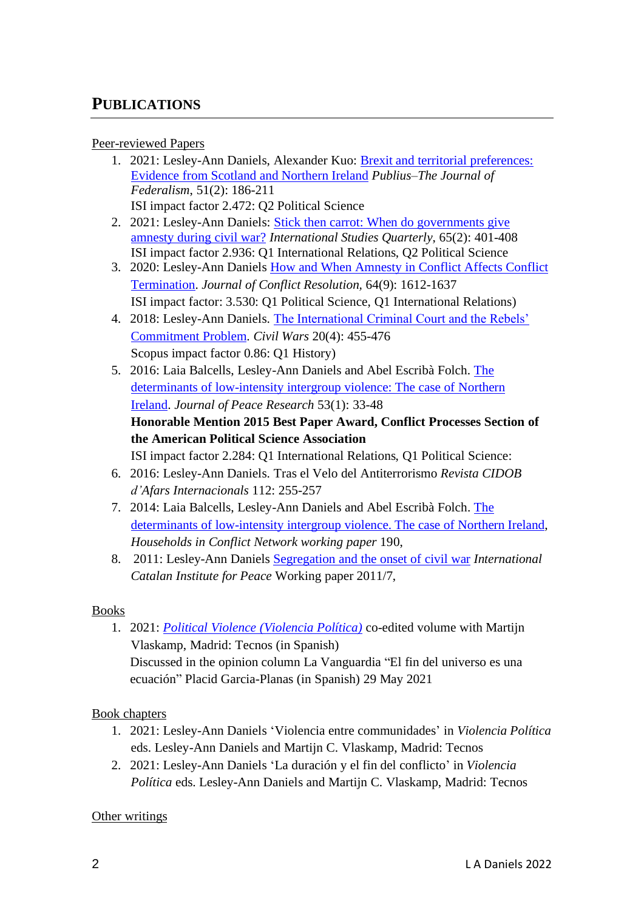## PUBLICATIONS

Peer-reviewed Papers

1. 2021: Lesley-Ann Daniels, Alexander Kuo: Brexit and territorial preferences: Evidence from Scotland and Northern Ireland *Publius–The Journal of Federalism*, 51(2): 186-211
   ISI impact factor 2.472: Q2 Political Science
2. 2021: Lesley-Ann Daniels: Stick then carrot: When do governments give amnesty during civil war? *International Studies Quarterly*, 65(2): 401-408
   ISI impact factor 2.936: Q1 International Relations, Q2 Political Science
3. 2020: Lesley-Ann Daniels How and When Amnesty in Conflict Affects Conflict Termination. *Journal of Conflict Resolution*, 64(9): 1612-1637
   ISI impact factor: 3.530: Q1 Political Science, Q1 International Relations)
4. 2018: Lesley-Ann Daniels. The International Criminal Court and the Rebels' Commitment Problem. *Civil Wars* 20(4): 455-476
   Scopus impact factor 0.86: Q1 History)
5. 2016: Laia Balcells, Lesley-Ann Daniels and Abel Escribà Folch. The determinants of low-intensity intergroup violence: The case of Northern Ireland. *Journal of Peace Research* 53(1): 33-48
   **Honorable Mention 2015 Best Paper Award, Conflict Processes Section of the American Political Science Association**
   ISI impact factor 2.284: Q1 International Relations, Q1 Political Science:
6. 2016: Lesley-Ann Daniels. Tras el Velo del Antiterrorismo *Revista CIDOB d'Afars Internacionals* 112: 255-257
7. 2014: Laia Balcells, Lesley-Ann Daniels and Abel Escribà Folch. The determinants of low-intensity intergroup violence. The case of Northern Ireland, *Households in Conflict Network working paper* 190,
8. 2011: Lesley-Ann Daniels Segregation and the onset of civil war *International Catalan Institute for Peace* Working paper 2011/7,

Books

1. 2021: *Political Violence (Violencia Política)* co-edited volume with Martijn Vlaskamp, Madrid: Tecnos (in Spanish)
   Discussed in the opinion column La Vanguardia "El fin del universo es una ecuación" Placid Garcia-Planas (in Spanish) 29 May 2021

Book chapters

1. 2021: Lesley-Ann Daniels 'Violencia entre comunidades' in *Violencia Política* eds. Lesley-Ann Daniels and Martijn C. Vlaskamp, Madrid: Tecnos
2. 2021: Lesley-Ann Daniels 'La duración y el fin del conflicto' in *Violencia Política* eds. Lesley-Ann Daniels and Martijn C. Vlaskamp, Madrid: Tecnos

Other writings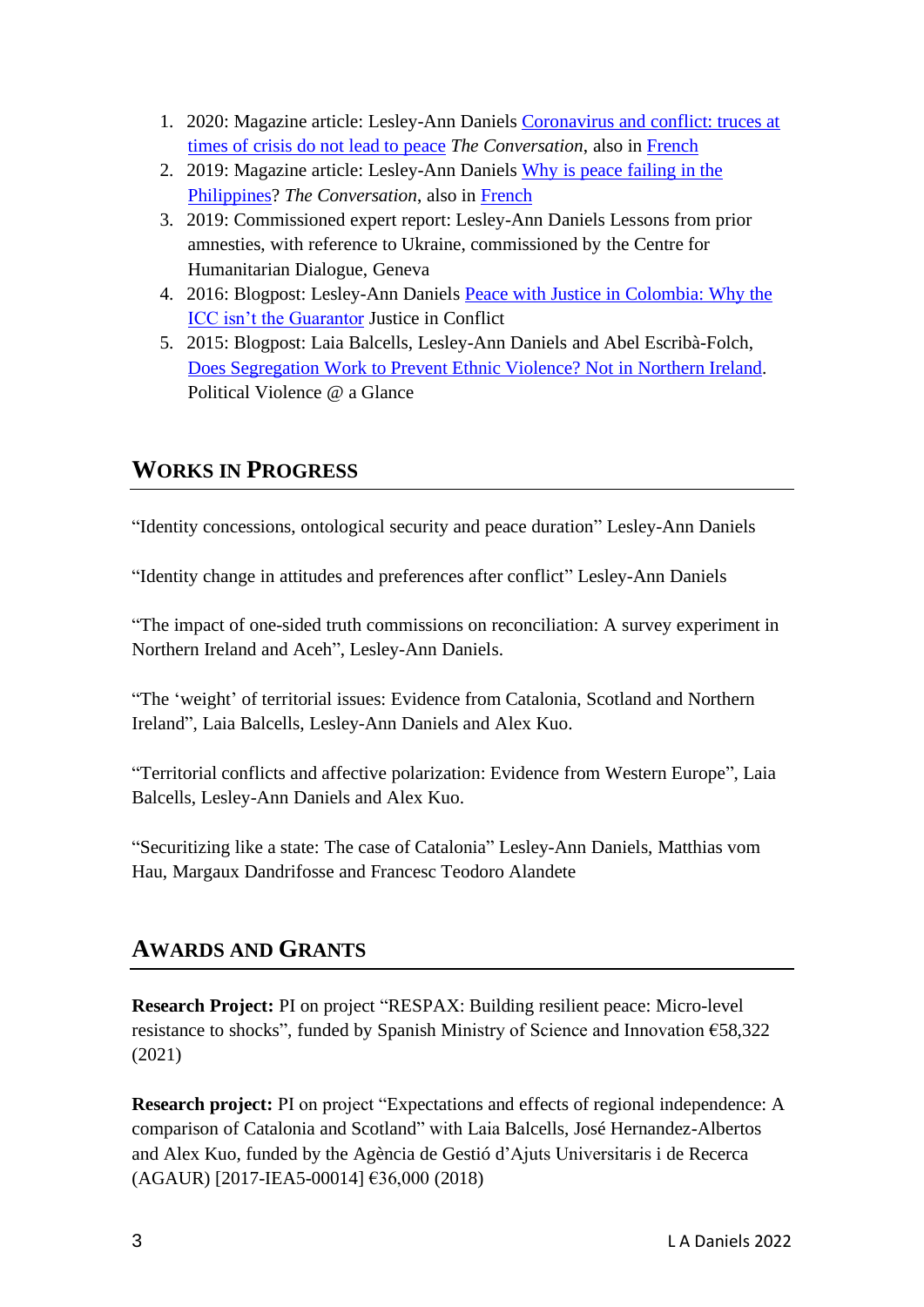1. 2020: Magazine article: Lesley-Ann Daniels Coronavirus and conflict: truces at times of crisis do not lead to peace *The Conversation*, also in French
2. 2019: Magazine article: Lesley-Ann Daniels Why is peace failing in the Philippines? *The Conversation*, also in French
3. 2019: Commissioned expert report: Lesley-Ann Daniels Lessons from prior amnesties, with reference to Ukraine, commissioned by the Centre for Humanitarian Dialogue, Geneva
4. 2016: Blogpost: Lesley-Ann Daniels Peace with Justice in Colombia: Why the ICC isn't the Guarantor Justice in Conflict
5. 2015: Blogpost: Laia Balcells, Lesley-Ann Daniels and Abel Escribà-Folch, Does Segregation Work to Prevent Ethnic Violence? Not in Northern Ireland. Political Violence @ a Glance

## WORKS IN PROGRESS

"Identity concessions, ontological security and peace duration" Lesley-Ann Daniels

"Identity change in attitudes and preferences after conflict" Lesley-Ann Daniels

"The impact of one-sided truth commissions on reconciliation: A survey experiment in Northern Ireland and Aceh", Lesley-Ann Daniels.

"The 'weight' of territorial issues: Evidence from Catalonia, Scotland and Northern Ireland", Laia Balcells, Lesley-Ann Daniels and Alex Kuo.

"Territorial conflicts and affective polarization: Evidence from Western Europe", Laia Balcells, Lesley-Ann Daniels and Alex Kuo.

"Securitizing like a state: The case of Catalonia" Lesley-Ann Daniels, Matthias vom Hau, Margaux Dandrifosse and Francesc Teodoro Alandete

## AWARDS AND GRANTS

**Research Project:** PI on project "RESPAX: Building resilient peace: Micro-level resistance to shocks", funded by Spanish Ministry of Science and Innovation €58,322 (2021)

**Research project:** PI on project "Expectations and effects of regional independence: A comparison of Catalonia and Scotland" with Laia Balcells, José Hernandez-Albertos and Alex Kuo, funded by the Agència de Gestió d'Ajuts Universitaris i de Recerca (AGAUR) [2017-IEA5-00014] €36,000 (2018)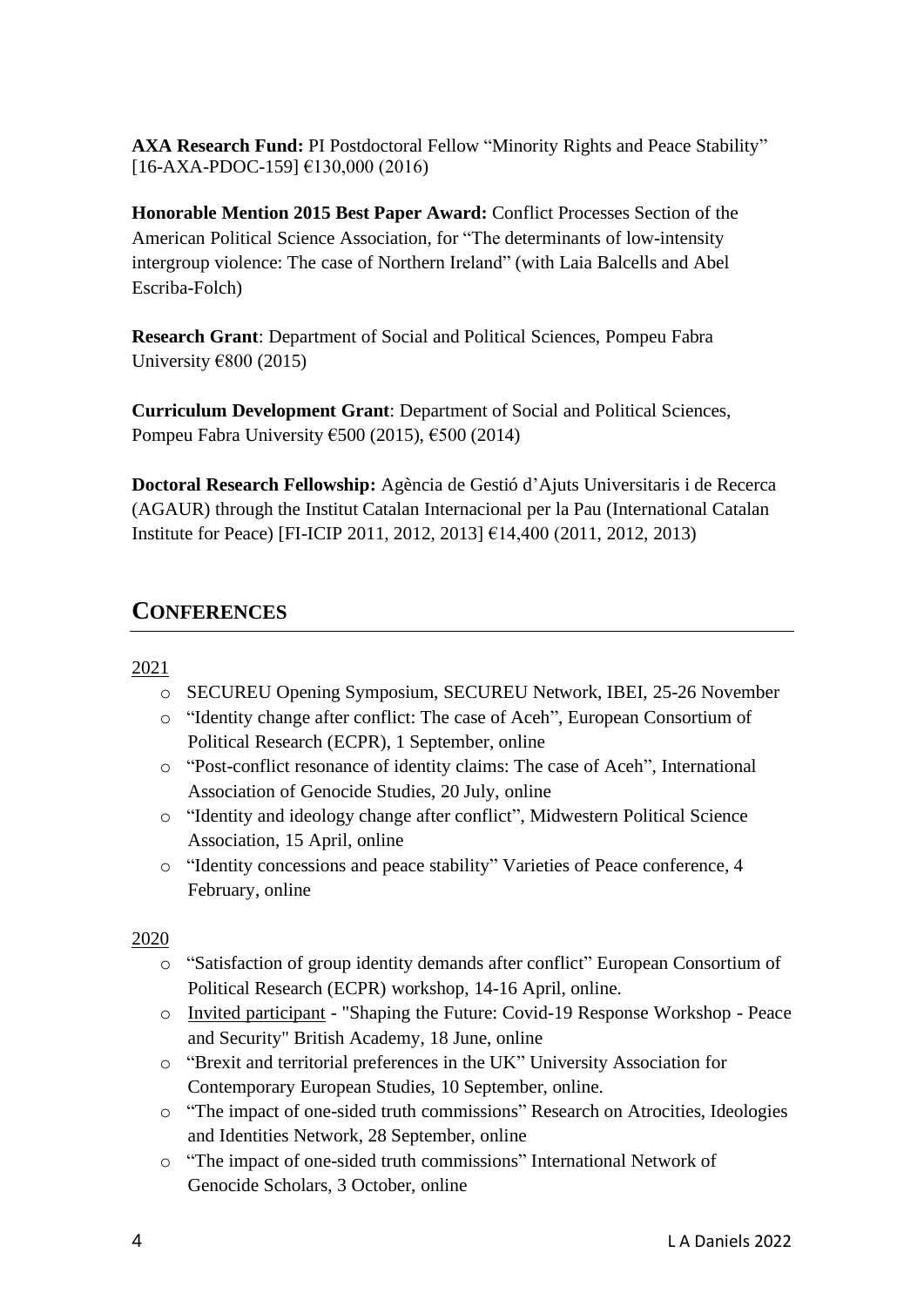**AXA Research Fund:** PI Postdoctoral Fellow "Minority Rights and Peace Stability" [16-AXA-PDOC-159] €130,000 (2016)

**Honorable Mention 2015 Best Paper Award:** Conflict Processes Section of the American Political Science Association, for "The determinants of low-intensity intergroup violence: The case of Northern Ireland" (with Laia Balcells and Abel Escriba-Folch)

**Research Grant**: Department of Social and Political Sciences, Pompeu Fabra University €800 (2015)

**Curriculum Development Grant**: Department of Social and Political Sciences, Pompeu Fabra University €500 (2015), €500 (2014)

**Doctoral Research Fellowship:** Agència de Gestió d'Ajuts Universitaris i de Recerca (AGAUR) through the Institut Catalan Internacional per la Pau (International Catalan Institute for Peace) [FI-ICIP 2011, 2012, 2013] €14,400 (2011, 2012, 2013)

## CONFERENCES

2021

- SECUREU Opening Symposium, SECUREU Network, IBEI, 25-26 November
- "Identity change after conflict: The case of Aceh", European Consortium of Political Research (ECPR), 1 September, online
- "Post-conflict resonance of identity claims: The case of Aceh", International Association of Genocide Studies, 20 July, online
- "Identity and ideology change after conflict", Midwestern Political Science Association, 15 April, online
- "Identity concessions and peace stability" Varieties of Peace conference, 4 February, online

2020

- "Satisfaction of group identity demands after conflict" European Consortium of Political Research (ECPR) workshop, 14-16 April, online.
- Invited participant - "Shaping the Future: Covid-19 Response Workshop - Peace and Security" British Academy, 18 June, online
- "Brexit and territorial preferences in the UK" University Association for Contemporary European Studies, 10 September, online.
- "The impact of one-sided truth commissions" Research on Atrocities, Ideologies and Identities Network, 28 September, online
- "The impact of one-sided truth commissions" International Network of Genocide Scholars, 3 October, online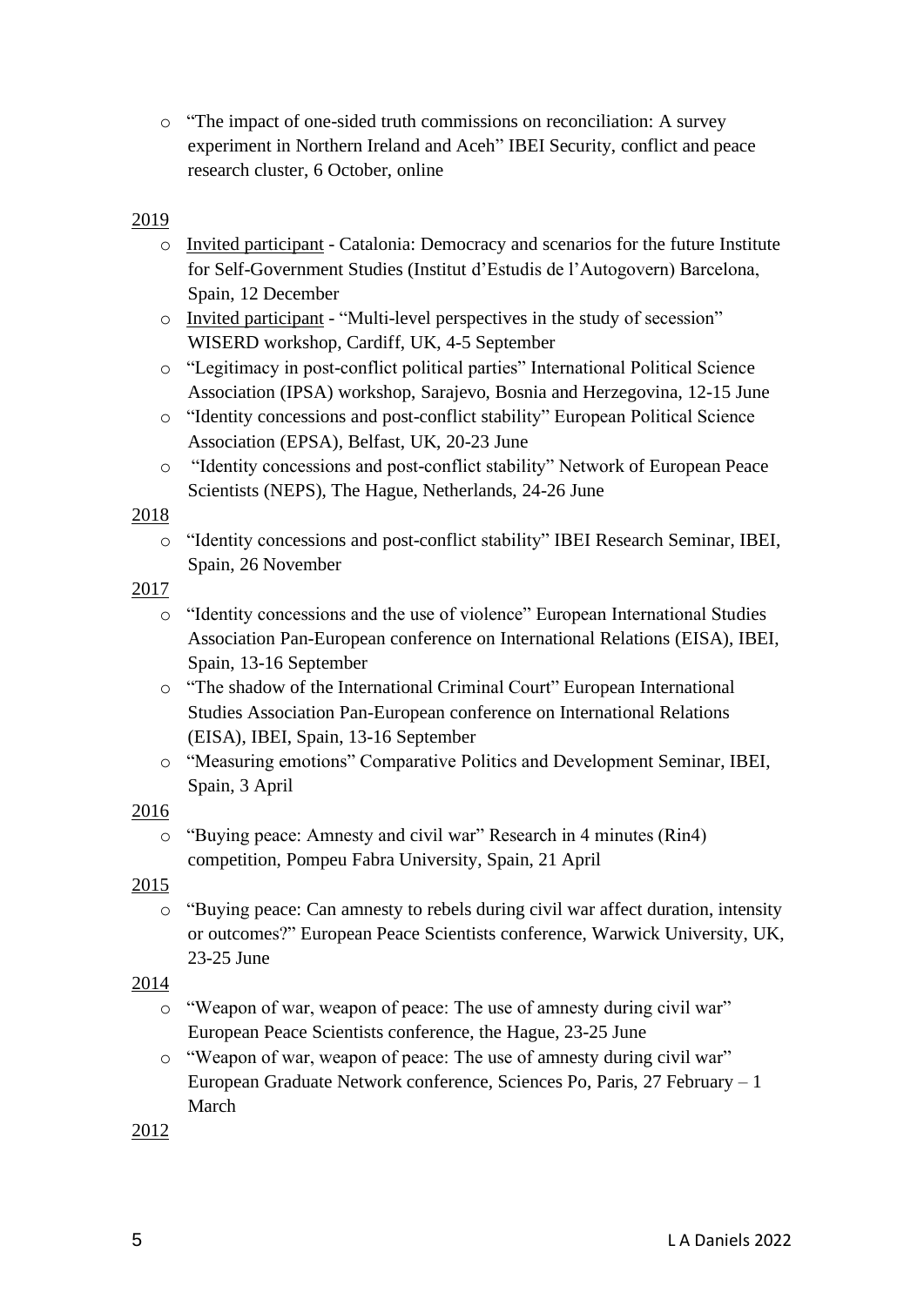- "The impact of one-sided truth commissions on reconciliation: A survey experiment in Northern Ireland and Aceh" IBEI Security, conflict and peace research cluster, 6 October, online

2019

- Invited participant - Catalonia: Democracy and scenarios for the future Institute for Self-Government Studies (Institut d'Estudis de l'Autogovern) Barcelona, Spain, 12 December
- Invited participant - "Multi-level perspectives in the study of secession" WISERD workshop, Cardiff, UK, 4-5 September
- "Legitimacy in post-conflict political parties" International Political Science Association (IPSA) workshop, Sarajevo, Bosnia and Herzegovina, 12-15 June
- "Identity concessions and post-conflict stability" European Political Science Association (EPSA), Belfast, UK, 20-23 June
- "Identity concessions and post-conflict stability" Network of European Peace Scientists (NEPS), The Hague, Netherlands, 24-26 June

2018

- "Identity concessions and post-conflict stability" IBEI Research Seminar, IBEI, Spain, 26 November

2017

- "Identity concessions and the use of violence" European International Studies Association Pan-European conference on International Relations (EISA), IBEI, Spain, 13-16 September
- "The shadow of the International Criminal Court" European International Studies Association Pan-European conference on International Relations (EISA), IBEI, Spain, 13-16 September
- "Measuring emotions" Comparative Politics and Development Seminar, IBEI, Spain, 3 April

2016

- "Buying peace: Amnesty and civil war" Research in 4 minutes (Rin4) competition, Pompeu Fabra University, Spain, 21 April

2015

- "Buying peace: Can amnesty to rebels during civil war affect duration, intensity or outcomes?" European Peace Scientists conference, Warwick University, UK, 23-25 June

2014

- "Weapon of war, weapon of peace: The use of amnesty during civil war" European Peace Scientists conference, the Hague, 23-25 June
- "Weapon of war, weapon of peace: The use of amnesty during civil war" European Graduate Network conference, Sciences Po, Paris, 27 February – 1 March

2012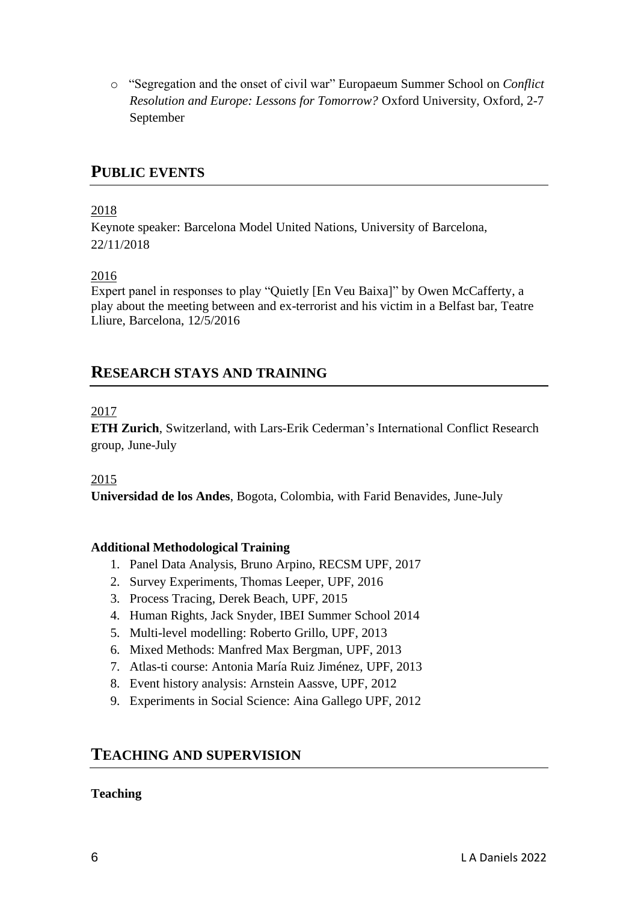- "Segregation and the onset of civil war" Europaeum Summer School on *Conflict Resolution and Europe: Lessons for Tomorrow?* Oxford University, Oxford, 2-7 September

## PUBLIC EVENTS

2018

Keynote speaker: Barcelona Model United Nations, University of Barcelona, 22/11/2018

2016

Expert panel in responses to play "Quietly [En Veu Baixa]" by Owen McCafferty, a play about the meeting between and ex-terrorist and his victim in a Belfast bar, Teatre Lliure, Barcelona, 12/5/2016

## RESEARCH STAYS AND TRAINING

2017

**ETH Zurich**, Switzerland, with Lars-Erik Cederman's International Conflict Research group, June-July

2015

**Universidad de los Andes**, Bogota, Colombia, with Farid Benavides, June-July

**Additional Methodological Training**

1. Panel Data Analysis, Bruno Arpino, RECSM UPF, 2017
2. Survey Experiments, Thomas Leeper, UPF, 2016
3. Process Tracing, Derek Beach, UPF, 2015
4. Human Rights, Jack Snyder, IBEI Summer School 2014
5. Multi-level modelling: Roberto Grillo, UPF, 2013
6. Mixed Methods: Manfred Max Bergman, UPF, 2013
7. Atlas-ti course: Antonia María Ruiz Jiménez, UPF, 2013
8. Event history analysis: Arnstein Aassve, UPF, 2012
9. Experiments in Social Science: Aina Gallego UPF, 2012

## TEACHING AND SUPERVISION

**Teaching**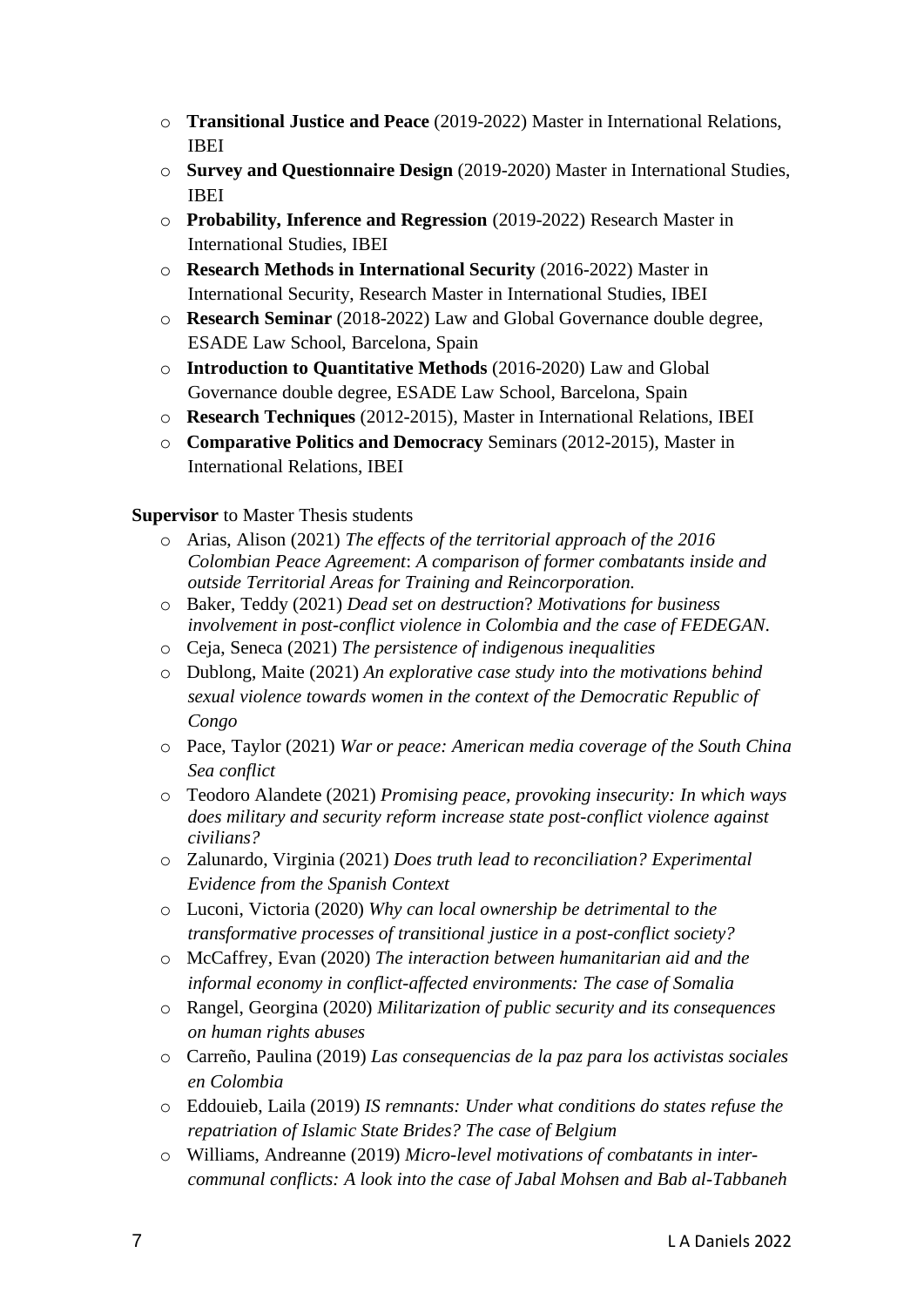- **Transitional Justice and Peace** (2019-2022) Master in International Relations, IBEI
- **Survey and Questionnaire Design** (2019-2020) Master in International Studies, IBEI
- **Probability, Inference and Regression** (2019-2022) Research Master in International Studies, IBEI
- **Research Methods in International Security** (2016-2022) Master in International Security, Research Master in International Studies, IBEI
- **Research Seminar** (2018-2022) Law and Global Governance double degree, ESADE Law School, Barcelona, Spain
- **Introduction to Quantitative Methods** (2016-2020) Law and Global Governance double degree, ESADE Law School, Barcelona, Spain
- **Research Techniques** (2012-2015), Master in International Relations, IBEI
- **Comparative Politics and Democracy** Seminars (2012-2015), Master in International Relations, IBEI

**Supervisor** to Master Thesis students

- Arias, Alison (2021) *The effects of the territorial approach of the 2016 Colombian Peace Agreement*: *A comparison of former combatants inside and outside Territorial Areas for Training and Reincorporation.*
- Baker, Teddy (2021) *Dead set on destruction*? *Motivations for business involvement in post-conflict violence in Colombia and the case of FEDEGAN*.
- Ceja, Seneca (2021) *The persistence of indigenous inequalities*
- Dublong, Maite (2021) *An explorative case study into the motivations behind sexual violence towards women in the context of the Democratic Republic of Congo*
- Pace, Taylor (2021) *War or peace: American media coverage of the South China Sea conflict*
- Teodoro Alandete (2021) *Promising peace, provoking insecurity: In which ways does military and security reform increase state post-conflict violence against civilians?*
- Zalunardo, Virginia (2021) *Does truth lead to reconciliation? Experimental Evidence from the Spanish Context*
- Luconi, Victoria (2020) *Why can local ownership be detrimental to the transformative processes of transitional justice in a post-conflict society?*
- McCaffrey, Evan (2020) *The interaction between humanitarian aid and the informal economy in conflict-affected environments: The case of Somalia*
- Rangel, Georgina (2020) *Militarization of public security and its consequences on human rights abuses*
- Carreño, Paulina (2019) *Las consequencias de la paz para los activistas sociales en Colombia*
- Eddouieb, Laila (2019) *IS remnants: Under what conditions do states refuse the repatriation of Islamic State Brides? The case of Belgium*
- Williams, Andreanne (2019) *Micro-level motivations of combatants in inter-communal conflicts: A look into the case of Jabal Mohsen and Bab al-Tabbaneh*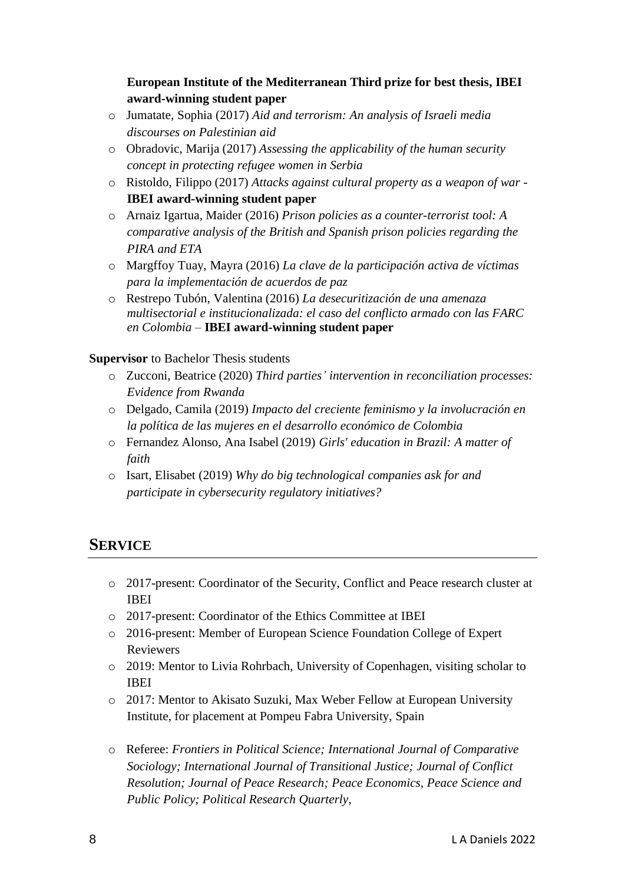**European Institute of the Mediterranean Third prize for best thesis, IBEI award-winning student paper**

- Jumatate, Sophia (2017) *Aid and terrorism: An analysis of Israeli media discourses on Palestinian aid*
- Obradovic, Marija (2017) *Assessing the applicability of the human security concept in protecting refugee women in Serbia*
- Ristoldo, Filippo (2017) *Attacks against cultural property as a weapon of war* - **IBEI award-winning student paper**
- Arnaiz Igartua, Maider (2016) *Prison policies as a counter-terrorist tool: A comparative analysis of the British and Spanish prison policies regarding the PIRA and ETA*
- Margffoy Tuay, Mayra (2016) *La clave de la participación activa de víctimas para la implementación de acuerdos de paz*
- Restrepo Tubón, Valentina (2016) *La desecuritización de una amenaza multisectorial e institucionalizada: el caso del conflicto armado con las FARC en Colombia* – **IBEI award-winning student paper**

**Supervisor** to Bachelor Thesis students

- Zucconi, Beatrice (2020) *Third parties' intervention in reconciliation processes: Evidence from Rwanda*
- Delgado, Camila (2019) *Impacto del creciente feminismo y la involucración en la política de las mujeres en el desarrollo económico de Colombia*
- Fernandez Alonso, Ana Isabel (2019) *Girls' education in Brazil: A matter of faith*
- Isart, Elisabet (2019) *Why do big technological companies ask for and participate in cybersecurity regulatory initiatives?*

## SERVICE

- 2017-present: Coordinator of the Security, Conflict and Peace research cluster at IBEI
- 2017-present: Coordinator of the Ethics Committee at IBEI
- 2016-present: Member of European Science Foundation College of Expert Reviewers
- 2019: Mentor to Livia Rohrbach, University of Copenhagen, visiting scholar to IBEI
- 2017: Mentor to Akisato Suzuki, Max Weber Fellow at European University Institute, for placement at Pompeu Fabra University, Spain
- Referee: *Frontiers in Political Science; International Journal of Comparative Sociology; International Journal of Transitional Justice; Journal of Conflict Resolution; Journal of Peace Research; Peace Economics, Peace Science and Public Policy; Political Research Quarterly,*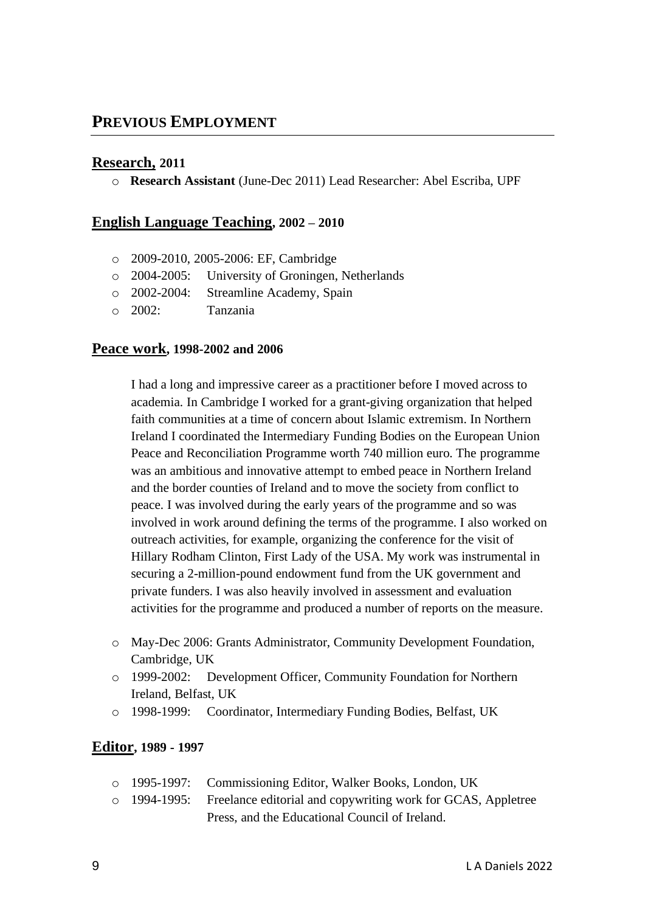## PREVIOUS EMPLOYMENT

### Research, 2011

- **Research Assistant** (June-Dec 2011) Lead Researcher: Abel Escriba, UPF

### English Language Teaching, 2002 – 2010

- 2009-2010, 2005-2006: EF, Cambridge
- 2004-2005: University of Groningen, Netherlands
- 2002-2004: Streamline Academy, Spain
- 2002: Tanzania

### Peace work, 1998-2002 and 2006

I had a long and impressive career as a practitioner before I moved across to academia. In Cambridge I worked for a grant-giving organization that helped faith communities at a time of concern about Islamic extremism. In Northern Ireland I coordinated the Intermediary Funding Bodies on the European Union Peace and Reconciliation Programme worth 740 million euro. The programme was an ambitious and innovative attempt to embed peace in Northern Ireland and the border counties of Ireland and to move the society from conflict to peace. I was involved during the early years of the programme and so was involved in work around defining the terms of the programme. I also worked on outreach activities, for example, organizing the conference for the visit of Hillary Rodham Clinton, First Lady of the USA. My work was instrumental in securing a 2-million-pound endowment fund from the UK government and private funders. I was also heavily involved in assessment and evaluation activities for the programme and produced a number of reports on the measure.

- May-Dec 2006: Grants Administrator, Community Development Foundation, Cambridge, UK
- 1999-2002: Development Officer, Community Foundation for Northern Ireland, Belfast, UK
- 1998-1999: Coordinator, Intermediary Funding Bodies, Belfast, UK

### Editor, 1989 - 1997

- 1995-1997: Commissioning Editor, Walker Books, London, UK
- 1994-1995: Freelance editorial and copywriting work for GCAS, Appletree Press, and the Educational Council of Ireland.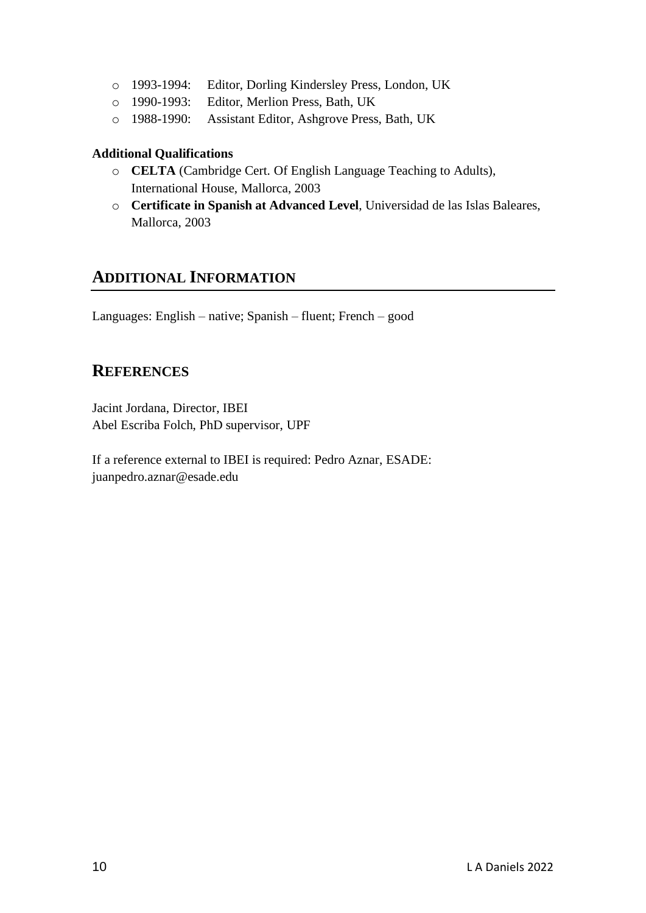- 1993-1994: Editor, Dorling Kindersley Press, London, UK
- 1990-1993: Editor, Merlion Press, Bath, UK
- 1988-1990: Assistant Editor, Ashgrove Press, Bath, UK

**Additional Qualifications**

- **CELTA** (Cambridge Cert. Of English Language Teaching to Adults), International House, Mallorca, 2003
- **Certificate in Spanish at Advanced Level**, Universidad de las Islas Baleares, Mallorca, 2003

## ADDITIONAL INFORMATION

Languages: English – native; Spanish – fluent; French – good

## REFERENCES

Jacint Jordana, Director, IBEI
Abel Escriba Folch, PhD supervisor, UPF

If a reference external to IBEI is required: Pedro Aznar, ESADE: juanpedro.aznar@esade.edu